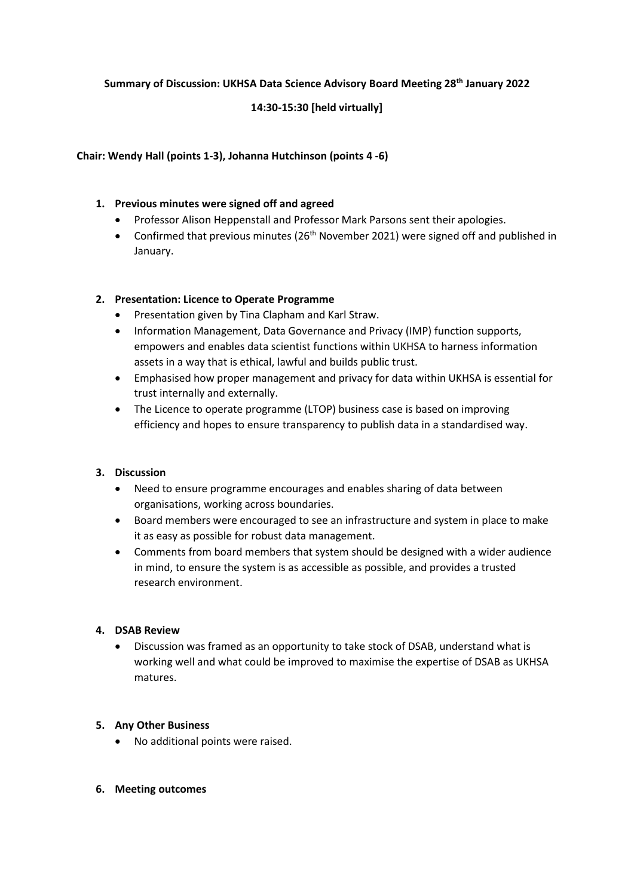**Summary of Discussion: UKHSA Data Science Advisory Board Meeting 28th January 2022**

**14:30-15:30 [held virtually]**

**Chair: Wendy Hall (points 1-3), Johanna Hutchinson (points 4 -6)**

1. **Previous minutes were signed off and agreed**
   - Professor Alison Heppenstall and Professor Mark Parsons sent their apologies.
   - Confirmed that previous minutes (26th November 2021) were signed off and published in January.

2. **Presentation: Licence to Operate Programme**
   - Presentation given by Tina Clapham and Karl Straw.
   - Information Management, Data Governance and Privacy (IMP) function supports, empowers and enables data scientist functions within UKHSA to harness information assets in a way that is ethical, lawful and builds public trust.
   - Emphasised how proper management and privacy for data within UKHSA is essential for trust internally and externally.
   - The Licence to operate programme (LTOP) business case is based on improving efficiency and hopes to ensure transparency to publish data in a standardised way.

3. **Discussion**
   - Need to ensure programme encourages and enables sharing of data between organisations, working across boundaries.
   - Board members were encouraged to see an infrastructure and system in place to make it as easy as possible for robust data management.
   - Comments from board members that system should be designed with a wider audience in mind, to ensure the system is as accessible as possible, and provides a trusted research environment.

4. **DSAB Review**
   - Discussion was framed as an opportunity to take stock of DSAB, understand what is working well and what could be improved to maximise the expertise of DSAB as UKHSA matures.

5. **Any Other Business**
   - No additional points were raised.

6. **Meeting outcomes**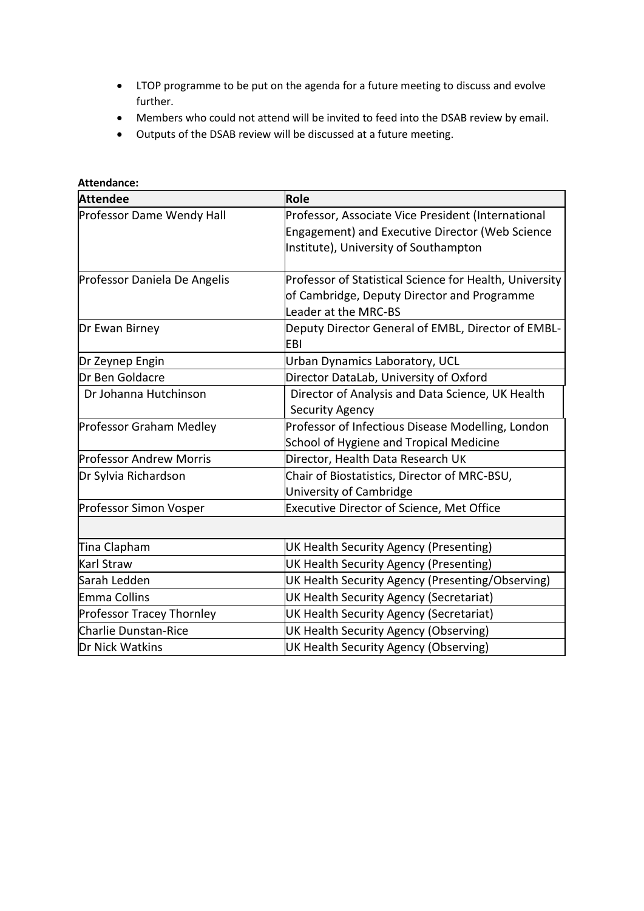- LTOP programme to be put on the agenda for a future meeting to discuss and evolve further.
- Members who could not attend will be invited to feed into the DSAB review by email.
- Outputs of the DSAB review will be discussed at a future meeting.

**Attendance:**

| Attendee | Role |
|---|---|
| Professor Dame Wendy Hall | Professor, Associate Vice President (International Engagement) and Executive Director (Web Science Institute), University of Southampton |
| Professor Daniela De Angelis | Professor of Statistical Science for Health, University of Cambridge, Deputy Director and Programme Leader at the MRC-BS |
| Dr Ewan Birney | Deputy Director General of EMBL, Director of EMBL-EBI |
| Dr Zeynep Engin | Urban Dynamics Laboratory, UCL |
| Dr Ben Goldacre | Director DataLab, University of Oxford |
| Dr Johanna Hutchinson | Director of Analysis and Data Science, UK Health Security Agency |
| Professor Graham Medley | Professor of Infectious Disease Modelling, London School of Hygiene and Tropical Medicine |
| Professor Andrew Morris | Director, Health Data Research UK |
| Dr Sylvia Richardson | Chair of Biostatistics, Director of MRC-BSU, University of Cambridge |
| Professor Simon Vosper | Executive Director of Science, Met Office |
| | |
| Tina Clapham | UK Health Security Agency (Presenting) |
| Karl Straw | UK Health Security Agency (Presenting) |
| Sarah Ledden | UK Health Security Agency (Presenting/Observing) |
| Emma Collins | UK Health Security Agency (Secretariat) |
| Professor Tracey Thornley | UK Health Security Agency (Secretariat) |
| Charlie Dunstan-Rice | UK Health Security Agency (Observing) |
| Dr Nick Watkins | UK Health Security Agency (Observing) |